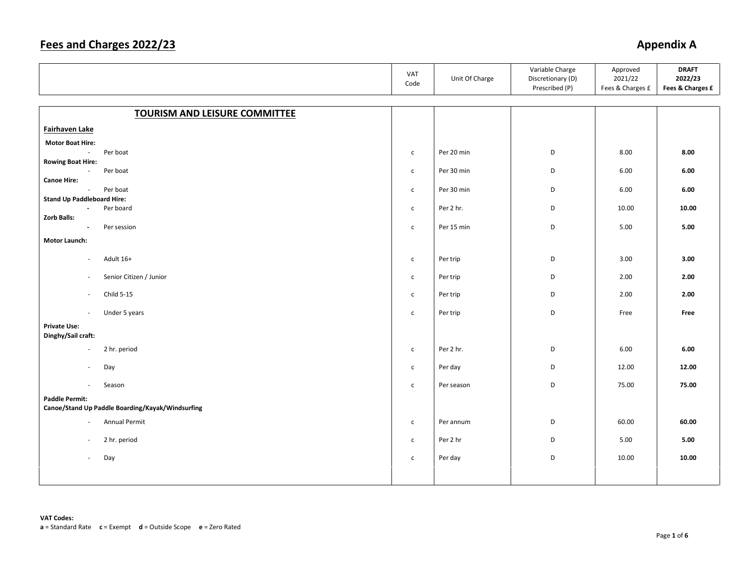# Fees and Charges 2022/23

## Appendix A

| | VAT Code | Unit Of Charge | Variable Charge Discretionary (D) Prescribed (P) | Approved 2021/22 Fees & Charges £ | **DRAFT 2022/23 Fees & Charges £** |
|---|---|---|---|---|---|
| **TOURISM AND LEISURE COMMITTEE** | | | | | |
| **Fairhaven Lake** | | | | | |
| **Motor Boat Hire:** | | | | | |
| - Per boat | c | Per 20 min | D | 8.00 | **8.00** |
| **Rowing Boat Hire:** | | | | | |
| - Per boat | c | Per 30 min | D | 6.00 | **6.00** |
| **Canoe Hire:** | | | | | |
| - Per boat | c | Per 30 min | D | 6.00 | **6.00** |
| **Stand Up Paddleboard Hire:** | | | | | |
| - Per board | c | Per 2 hr. | D | 10.00 | **10.00** |
| **Zorb Balls:** | | | | | |
| - Per session | c | Per 15 min | D | 5.00 | **5.00** |
| **Motor Launch:** | | | | | |
| - Adult 16+ | c | Per trip | D | 3.00 | **3.00** |
| - Senior Citizen / Junior | c | Per trip | D | 2.00 | **2.00** |
| - Child 5-15 | c | Per trip | D | 2.00 | **2.00** |
| - Under 5 years | c | Per trip | D | Free | **Free** |
| **Private Use:** | | | | | |
| **Dinghy/Sail craft:** | | | | | |
| - 2 hr. period | c | Per 2 hr. | D | 6.00 | **6.00** |
| - Day | c | Per day | D | 12.00 | **12.00** |
| - Season | c | Per season | D | 75.00 | **75.00** |
| **Paddle Permit:** | | | | | |
| **Canoe/Stand Up Paddle Boarding/Kayak/Windsurfing** | | | | | |
| - Annual Permit | c | Per annum | D | 60.00 | **60.00** |
| - 2 hr. period | c | Per 2 hr | D | 5.00 | **5.00** |
| - Day | c | Per day | D | 10.00 | **10.00** |

**VAT Codes:**
**a** = Standard Rate **c** = Exempt **d** = Outside Scope **e** = Zero Rated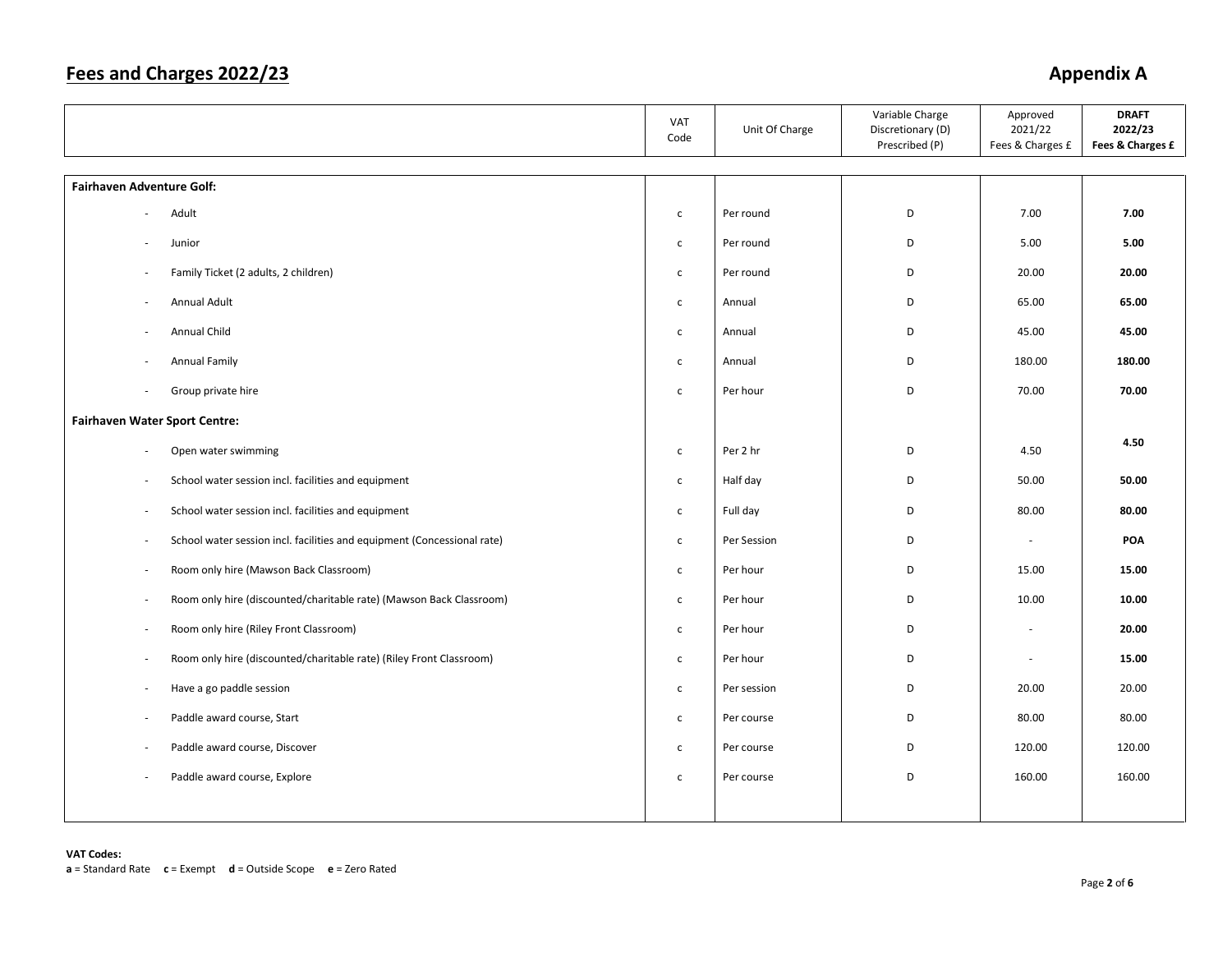## Fees and Charges 2022/23

## Appendix A

| | VAT Code | Unit Of Charge | Variable Charge Discretionary (D) Prescribed (P) | Approved 2021/22 Fees & Charges £ | **DRAFT 2022/23 Fees & Charges £** |
|---|---|---|---|---|---|
| **Fairhaven Adventure Golf:** | | | | | |
| - Adult | c | Per round | D | 7.00 | **7.00** |
| - Junior | c | Per round | D | 5.00 | **5.00** |
| - Family Ticket (2 adults, 2 children) | c | Per round | D | 20.00 | **20.00** |
| - Annual Adult | c | Annual | D | 65.00 | **65.00** |
| - Annual Child | c | Annual | D | 45.00 | **45.00** |
| - Annual Family | c | Annual | D | 180.00 | **180.00** |
| - Group private hire | c | Per hour | D | 70.00 | **70.00** |
| **Fairhaven Water Sport Centre:** | | | | | |
| - Open water swimming | c | Per 2 hr | D | 4.50 | **4.50** |
| - School water session incl. facilities and equipment | c | Half day | D | 50.00 | **50.00** |
| - School water session incl. facilities and equipment | c | Full day | D | 80.00 | **80.00** |
| - School water session incl. facilities and equipment (Concessional rate) | c | Per Session | D | - | **POA** |
| - Room only hire (Mawson Back Classroom) | c | Per hour | D | 15.00 | **15.00** |
| - Room only hire (discounted/charitable rate) (Mawson Back Classroom) | c | Per hour | D | 10.00 | **10.00** |
| - Room only hire (Riley Front Classroom) | c | Per hour | D | - | **20.00** |
| - Room only hire (discounted/charitable rate) (Riley Front Classroom) | c | Per hour | D | - | **15.00** |
| - Have a go paddle session | c | Per session | D | 20.00 | 20.00 |
| - Paddle award course, Start | c | Per course | D | 80.00 | 80.00 |
| - Paddle award course, Discover | c | Per course | D | 120.00 | 120.00 |
| - Paddle award course, Explore | c | Per course | D | 160.00 | 160.00 |

**VAT Codes:**
**a** = Standard Rate **c** = Exempt **d** = Outside Scope **e** = Zero Rated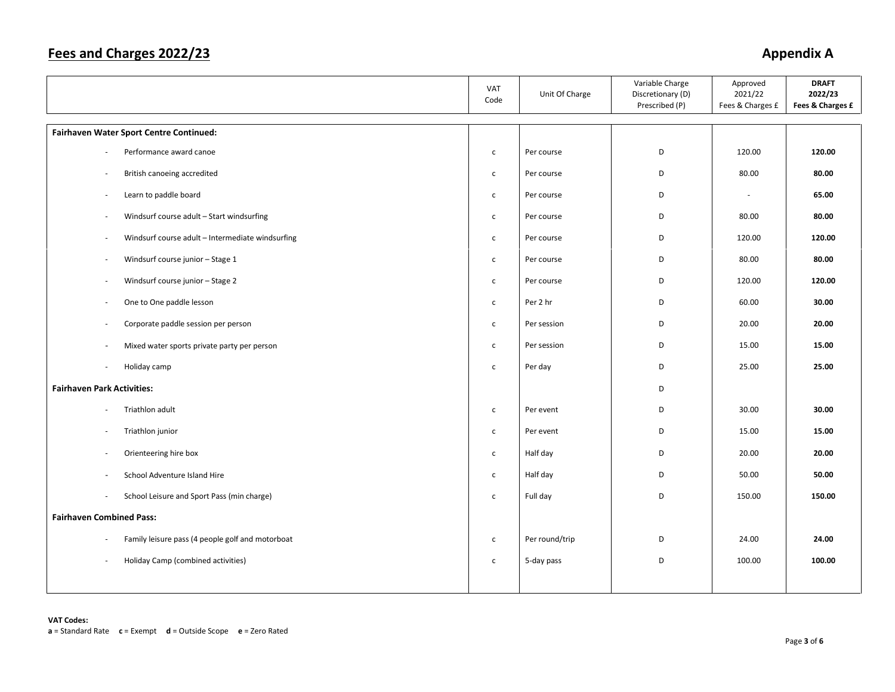# Fees and Charges 2022/23

## Appendix A

| | VAT Code | Unit Of Charge | Variable Charge Discretionary (D) Prescribed (P) | Approved 2021/22 Fees & Charges £ | **DRAFT 2022/23 Fees & Charges £** |
|---|---|---|---|---|---|
| **Fairhaven Water Sport Centre Continued:** | | | | | |
| - Performance award canoe | c | Per course | D | 120.00 | **120.00** |
| - British canoeing accredited | c | Per course | D | 80.00 | **80.00** |
| - Learn to paddle board | c | Per course | D | - | **65.00** |
| - Windsurf course adult – Start windsurfing | c | Per course | D | 80.00 | **80.00** |
| - Windsurf course adult – Intermediate windsurfing | c | Per course | D | 120.00 | **120.00** |
| - Windsurf course junior – Stage 1 | c | Per course | D | 80.00 | **80.00** |
| - Windsurf course junior – Stage 2 | c | Per course | D | 120.00 | **120.00** |
| - One to One paddle lesson | c | Per 2 hr | D | 60.00 | **30.00** |
| - Corporate paddle session per person | c | Per session | D | 20.00 | **20.00** |
| - Mixed water sports private party per person | c | Per session | D | 15.00 | **15.00** |
| - Holiday camp | c | Per day | D | 25.00 | **25.00** |
| **Fairhaven Park Activities:** | | | D | | |
| - Triathlon adult | c | Per event | D | 30.00 | **30.00** |
| - Triathlon junior | c | Per event | D | 15.00 | **15.00** |
| - Orienteering hire box | c | Half day | D | 20.00 | **20.00** |
| - School Adventure Island Hire | c | Half day | D | 50.00 | **50.00** |
| - School Leisure and Sport Pass (min charge) | c | Full day | D | 150.00 | **150.00** |
| **Fairhaven Combined Pass:** | | | | | |
| - Family leisure pass (4 people golf and motorboat | c | Per round/trip | D | 24.00 | **24.00** |
| - Holiday Camp (combined activities) | c | 5-day pass | D | 100.00 | **100.00** |

**VAT Codes:**
**a** = Standard Rate **c** = Exempt **d** = Outside Scope **e** = Zero Rated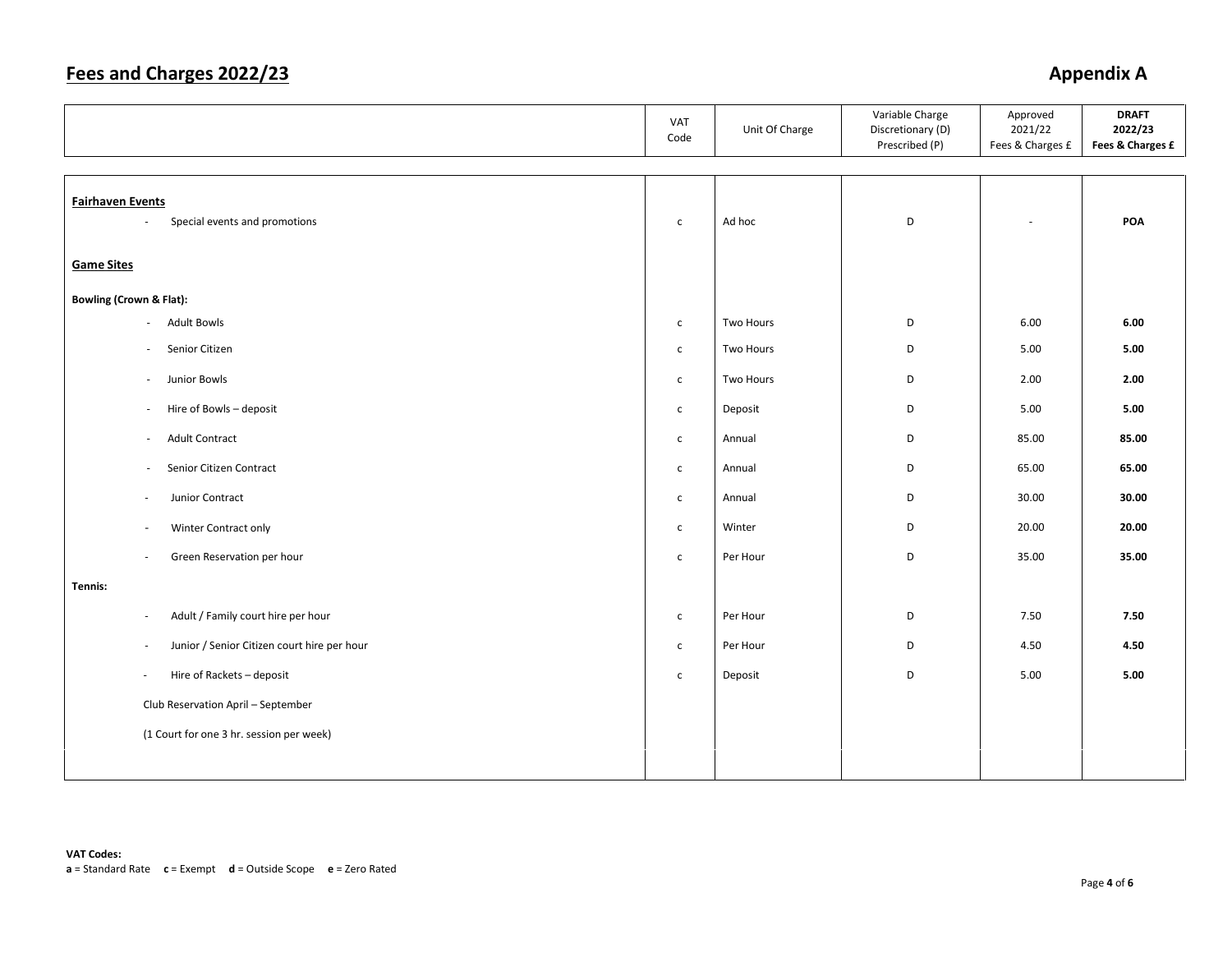# Fees and Charges 2022/23

## Appendix A

| | VAT Code | Unit Of Charge | Variable Charge Discretionary (D) Prescribed (P) | Approved 2021/22 Fees & Charges £ | **DRAFT 2022/23 Fees & Charges £** |
|---|---|---|---|---|---|
| **Fairhaven Events** | | | | | |
| - Special events and promotions | c | Ad hoc | D | - | **POA** |
| **Game Sites** | | | | | |
| **Bowling (Crown & Flat):** | | | | | |
| - Adult Bowls | c | Two Hours | D | 6.00 | **6.00** |
| - Senior Citizen | c | Two Hours | D | 5.00 | **5.00** |
| - Junior Bowls | c | Two Hours | D | 2.00 | **2.00** |
| - Hire of Bowls – deposit | c | Deposit | D | 5.00 | **5.00** |
| - Adult Contract | c | Annual | D | 85.00 | **85.00** |
| - Senior Citizen Contract | c | Annual | D | 65.00 | **65.00** |
| - Junior Contract | c | Annual | D | 30.00 | **30.00** |
| - Winter Contract only | c | Winter | D | 20.00 | **20.00** |
| - Green Reservation per hour | c | Per Hour | D | 35.00 | **35.00** |
| **Tennis:** | | | | | |
| - Adult / Family court hire per hour | c | Per Hour | D | 7.50 | **7.50** |
| - Junior / Senior Citizen court hire per hour | c | Per Hour | D | 4.50 | **4.50** |
| - Hire of Rackets – deposit | c | Deposit | D | 5.00 | **5.00** |
| Club Reservation April – September | | | | | |
| (1 Court for one 3 hr. session per week) | | | | | |

**VAT Codes:**
**a** = Standard Rate **c** = Exempt **d** = Outside Scope **e** = Zero Rated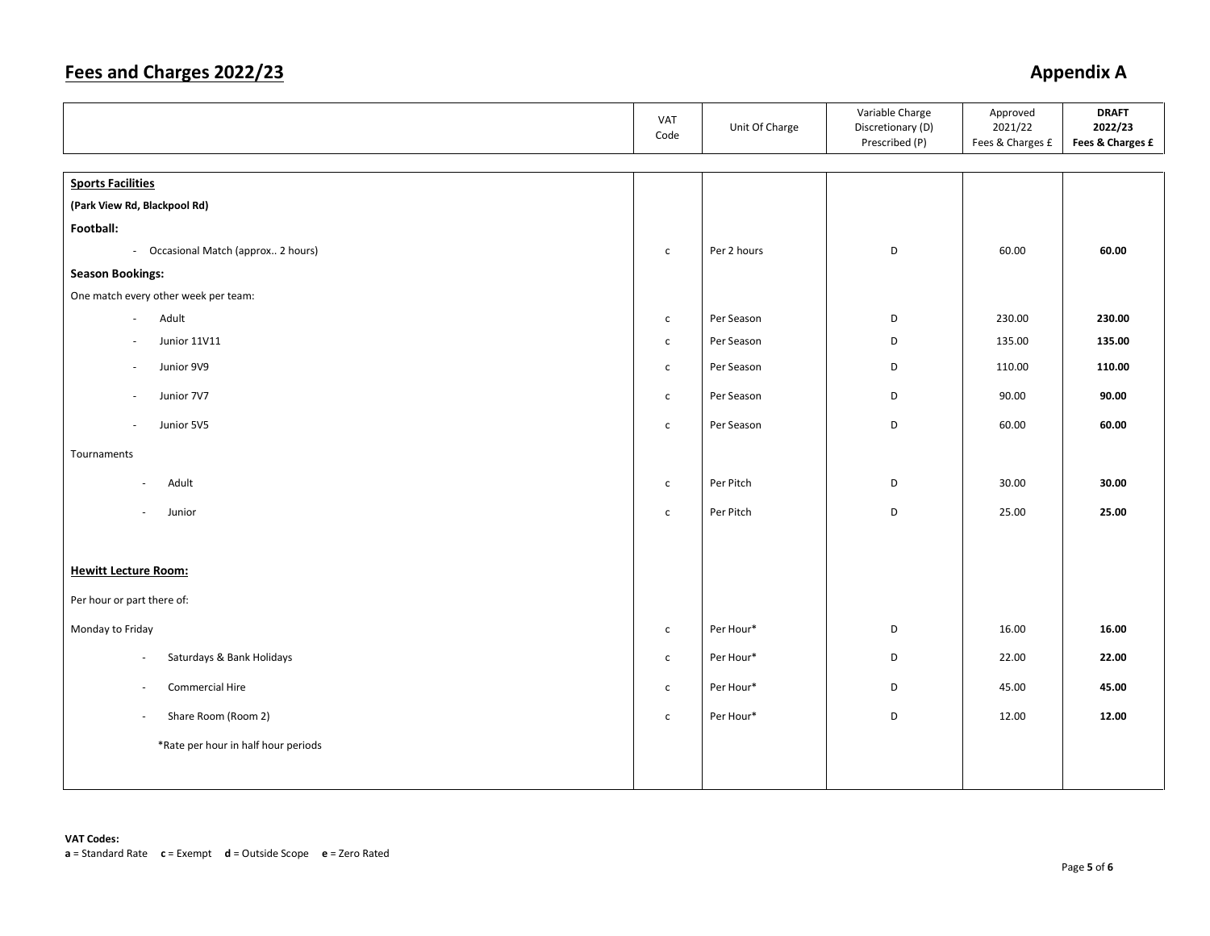# Fees and Charges 2022/23

## Appendix A

| | VAT Code | Unit Of Charge | Variable Charge Discretionary (D) Prescribed (P) | Approved 2021/22 Fees & Charges £ | **DRAFT 2022/23 Fees & Charges £** |
|---|---|---|---|---|---|
| **Sports Facilities** | | | | | |
| **(Park View Rd, Blackpool Rd)** | | | | | |
| **Football:** | | | | | |
| - Occasional Match (approx.. 2 hours) | c | Per 2 hours | D | 60.00 | **60.00** |
| **Season Bookings:** | | | | | |
| One match every other week per team: | | | | | |
| - Adult | c | Per Season | D | 230.00 | **230.00** |
| - Junior 11V11 | c | Per Season | D | 135.00 | **135.00** |
| - Junior 9V9 | c | Per Season | D | 110.00 | **110.00** |
| - Junior 7V7 | c | Per Season | D | 90.00 | **90.00** |
| - Junior 5V5 | c | Per Season | D | 60.00 | **60.00** |
| Tournaments | | | | | |
| - Adult | c | Per Pitch | D | 30.00 | **30.00** |
| - Junior | c | Per Pitch | D | 25.00 | **25.00** |
| **Hewitt Lecture Room:** | | | | | |
| Per hour or part there of: | | | | | |
| Monday to Friday | c | Per Hour* | D | 16.00 | **16.00** |
| - Saturdays & Bank Holidays | c | Per Hour* | D | 22.00 | **22.00** |
| - Commercial Hire | c | Per Hour* | D | 45.00 | **45.00** |
| - Share Room (Room 2) | c | Per Hour* | D | 12.00 | **12.00** |
| *Rate per hour in half hour periods | | | | | |

**VAT Codes:**
**a** = Standard Rate **c** = Exempt **d** = Outside Scope **e** = Zero Rated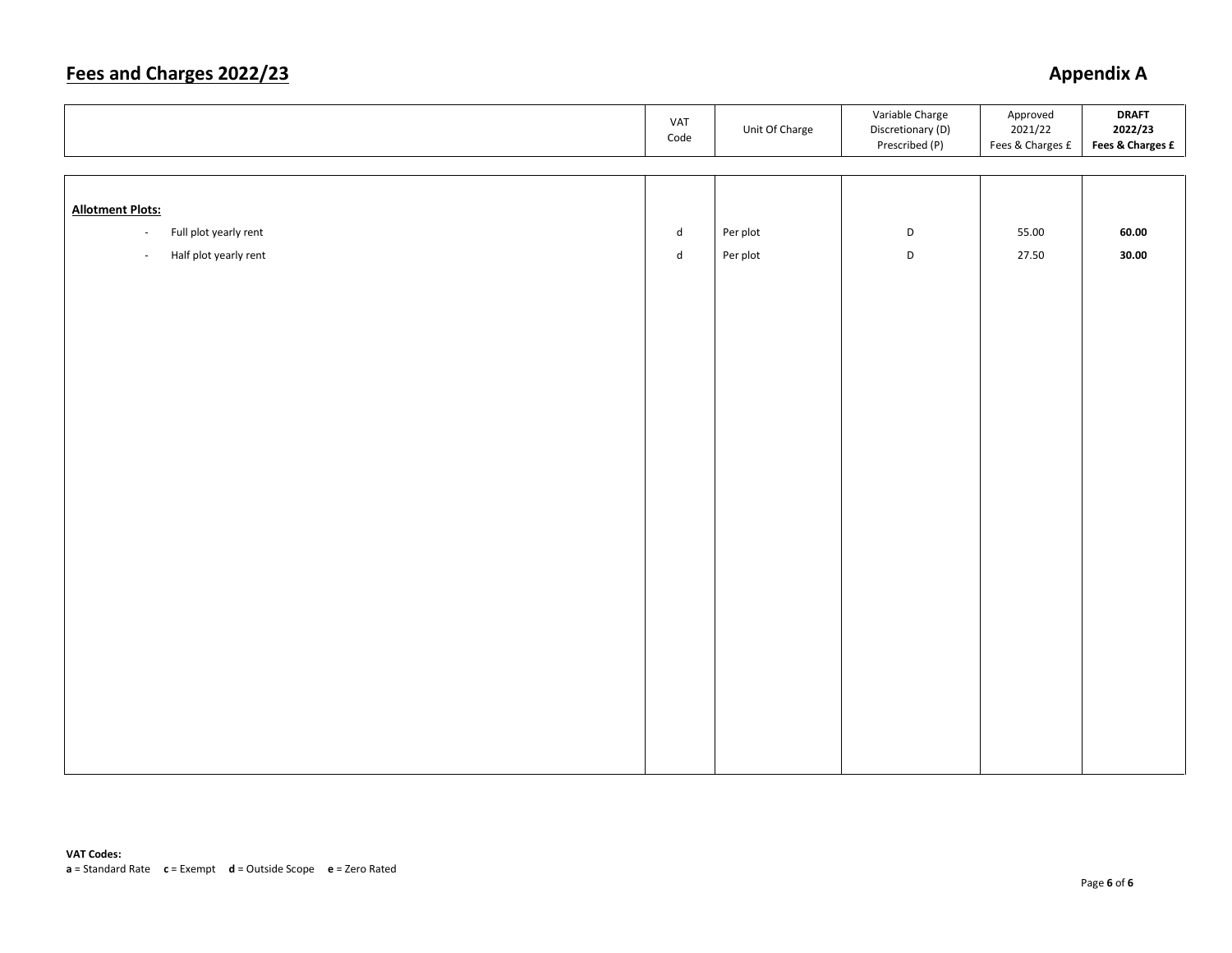## Fees and Charges 2022/23

## Appendix A

| | VAT Code | Unit Of Charge | Variable Charge Discretionary (D) Prescribed (P) | Approved 2021/22 Fees & Charges £ | **DRAFT 2022/23 Fees & Charges £** |
|---|---|---|---|---|---|
| **Allotment Plots:** | | | | | |
| - Full plot yearly rent | d | Per plot | D | 55.00 | **60.00** |
| - Half plot yearly rent | d | Per plot | D | 27.50 | **30.00** |

**VAT Codes:**
**a** = Standard Rate **c** = Exempt **d** = Outside Scope **e** = Zero Rated